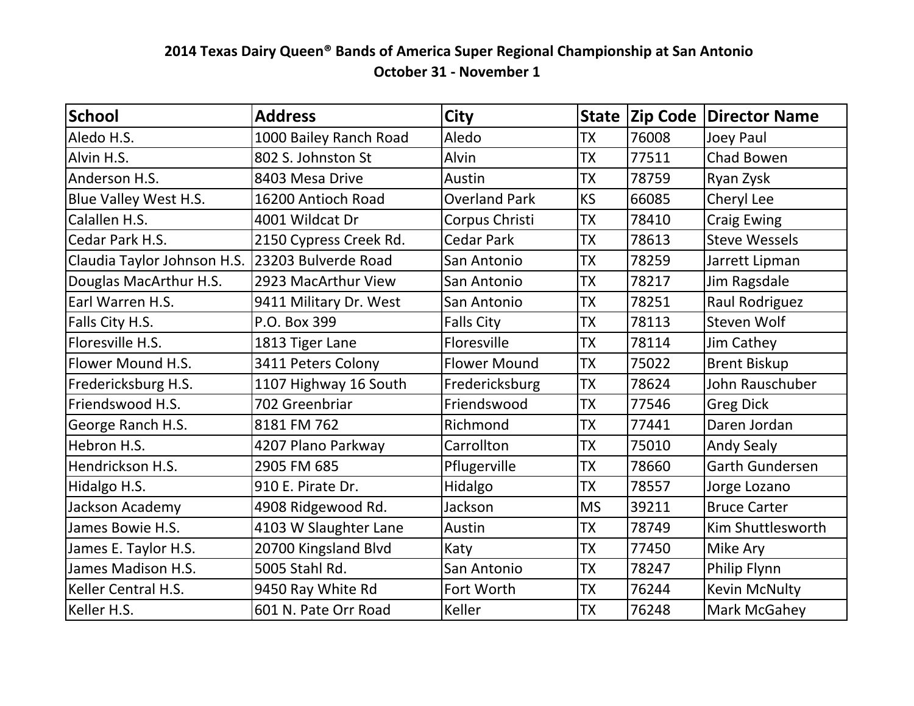# 2014 Texas Dairy Queen® Bands of America Super Regional Championship at San Antonio

## October 31 - November 1

| School | Address | City | State | Zip Code | Director Name |
|---|---|---|---|---|---|
| Aledo H.S. | 1000 Bailey Ranch Road | Aledo | TX | 76008 | Joey Paul |
| Alvin H.S. | 802 S. Johnston St | Alvin | TX | 77511 | Chad Bowen |
| Anderson H.S. | 8403 Mesa Drive | Austin | TX | 78759 | Ryan Zysk |
| Blue Valley West H.S. | 16200 Antioch Road | Overland Park | KS | 66085 | Cheryl Lee |
| Calallen H.S. | 4001 Wildcat Dr | Corpus Christi | TX | 78410 | Craig Ewing |
| Cedar Park H.S. | 2150 Cypress Creek Rd. | Cedar Park | TX | 78613 | Steve Wessels |
| Claudia Taylor Johnson H.S. | 23203 Bulverde Road | San Antonio | TX | 78259 | Jarrett Lipman |
| Douglas MacArthur H.S. | 2923 MacArthur View | San Antonio | TX | 78217 | Jim Ragsdale |
| Earl Warren H.S. | 9411 Military Dr. West | San Antonio | TX | 78251 | Raul Rodriguez |
| Falls City H.S. | P.O. Box 399 | Falls City | TX | 78113 | Steven Wolf |
| Floresville H.S. | 1813 Tiger Lane | Floresville | TX | 78114 | Jim Cathey |
| Flower Mound H.S. | 3411 Peters Colony | Flower Mound | TX | 75022 | Brent Biskup |
| Fredericksburg H.S. | 1107 Highway 16 South | Fredericksburg | TX | 78624 | John Rauschuber |
| Friendswood H.S. | 702 Greenbriar | Friendswood | TX | 77546 | Greg Dick |
| George Ranch H.S. | 8181 FM 762 | Richmond | TX | 77441 | Daren Jordan |
| Hebron H.S. | 4207 Plano Parkway | Carrollton | TX | 75010 | Andy Sealy |
| Hendrickson H.S. | 2905 FM 685 | Pflugerville | TX | 78660 | Garth Gundersen |
| Hidalgo H.S. | 910 E. Pirate Dr. | Hidalgo | TX | 78557 | Jorge Lozano |
| Jackson Academy | 4908 Ridgewood Rd. | Jackson | MS | 39211 | Bruce Carter |
| James Bowie H.S. | 4103 W Slaughter Lane | Austin | TX | 78749 | Kim Shuttlesworth |
| James E. Taylor H.S. | 20700 Kingsland Blvd | Katy | TX | 77450 | Mike Ary |
| James Madison H.S. | 5005 Stahl Rd. | San Antonio | TX | 78247 | Philip Flynn |
| Keller Central H.S. | 9450 Ray White Rd | Fort Worth | TX | 76244 | Kevin McNulty |
| Keller H.S. | 601 N. Pate Orr Road | Keller | TX | 76248 | Mark McGahey |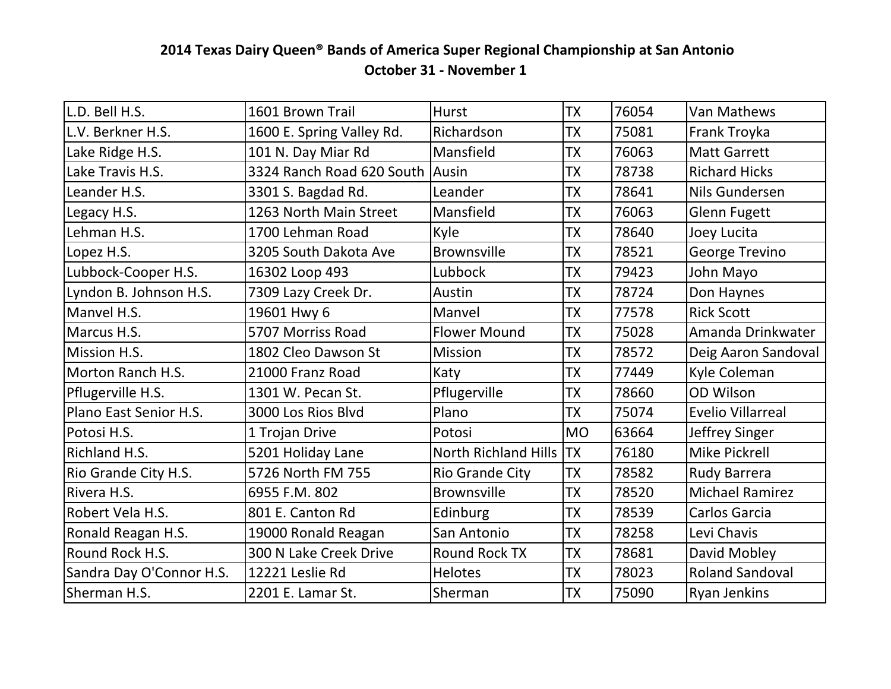**2014 Texas Dairy Queen® Bands of America Super Regional Championship at San Antonio**
**October 31 - November 1**

| | | | | | |
|---|---|---|---|---|---|
| L.D. Bell H.S. | 1601 Brown Trail | Hurst | TX | 76054 | Van Mathews |
| L.V. Berkner H.S. | 1600 E. Spring Valley Rd. | Richardson | TX | 75081 | Frank Troyka |
| Lake Ridge H.S. | 101 N. Day Miar Rd | Mansfield | TX | 76063 | Matt Garrett |
| Lake Travis H.S. | 3324 Ranch Road 620 South | Ausin | TX | 78738 | Richard Hicks |
| Leander H.S. | 3301 S. Bagdad Rd. | Leander | TX | 78641 | Nils Gundersen |
| Legacy H.S. | 1263 North Main Street | Mansfield | TX | 76063 | Glenn Fugett |
| Lehman H.S. | 1700 Lehman Road | Kyle | TX | 78640 | Joey Lucita |
| Lopez H.S. | 3205 South Dakota Ave | Brownsville | TX | 78521 | George Trevino |
| Lubbock-Cooper H.S. | 16302 Loop 493 | Lubbock | TX | 79423 | John Mayo |
| Lyndon B. Johnson H.S. | 7309 Lazy Creek Dr. | Austin | TX | 78724 | Don Haynes |
| Manvel H.S. | 19601 Hwy 6 | Manvel | TX | 77578 | Rick Scott |
| Marcus H.S. | 5707 Morriss Road | Flower Mound | TX | 75028 | Amanda Drinkwater |
| Mission H.S. | 1802 Cleo Dawson St | Mission | TX | 78572 | Deig Aaron Sandoval |
| Morton Ranch H.S. | 21000 Franz Road | Katy | TX | 77449 | Kyle Coleman |
| Pflugerville H.S. | 1301 W. Pecan St. | Pflugerville | TX | 78660 | OD Wilson |
| Plano East Senior H.S. | 3000 Los Rios Blvd | Plano | TX | 75074 | Evelio Villarreal |
| Potosi H.S. | 1 Trojan Drive | Potosi | MO | 63664 | Jeffrey Singer |
| Richland H.S. | 5201 Holiday Lane | North Richland Hills | TX | 76180 | Mike Pickrell |
| Rio Grande City H.S. | 5726 North FM 755 | Rio Grande City | TX | 78582 | Rudy Barrera |
| Rivera H.S. | 6955 F.M. 802 | Brownsville | TX | 78520 | Michael Ramirez |
| Robert Vela H.S. | 801 E. Canton Rd | Edinburg | TX | 78539 | Carlos Garcia |
| Ronald Reagan H.S. | 19000 Ronald Reagan | San Antonio | TX | 78258 | Levi Chavis |
| Round Rock H.S. | 300 N Lake Creek Drive | Round Rock TX | TX | 78681 | David Mobley |
| Sandra Day O'Connor H.S. | 12221 Leslie Rd | Helotes | TX | 78023 | Roland Sandoval |
| Sherman H.S. | 2201 E. Lamar St. | Sherman | TX | 75090 | Ryan Jenkins |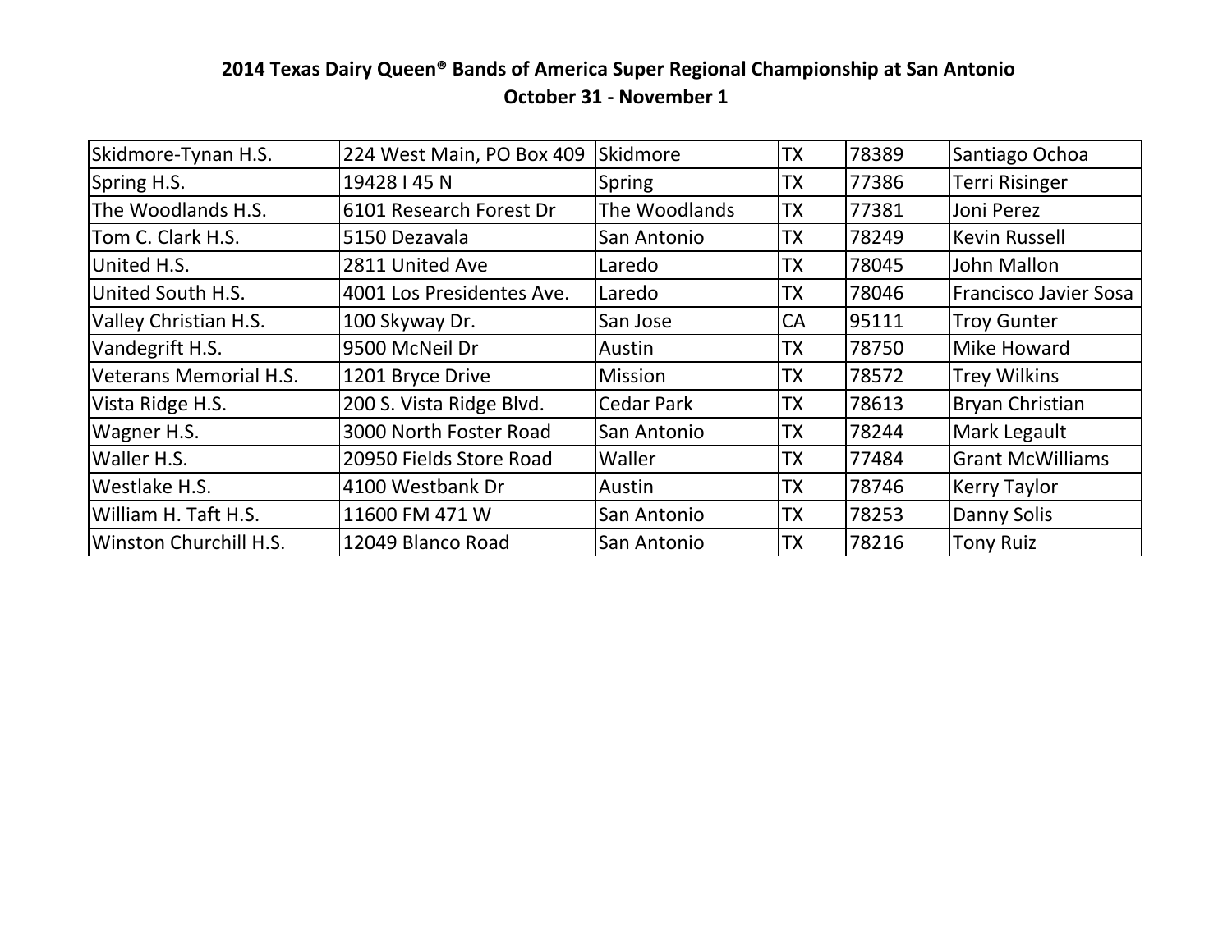**2014 Texas Dairy Queen® Bands of America Super Regional Championship at San Antonio**
**October 31 - November 1**

| | | | | | |
|---|---|---|---|---|---|
| Skidmore-Tynan H.S. | 224 West Main, PO Box 409 | Skidmore | TX | 78389 | Santiago Ochoa |
| Spring H.S. | 19428 I 45 N | Spring | TX | 77386 | Terri Risinger |
| The Woodlands H.S. | 6101 Research Forest Dr | The Woodlands | TX | 77381 | Joni Perez |
| Tom C. Clark H.S. | 5150 Dezavala | San Antonio | TX | 78249 | Kevin Russell |
| United H.S. | 2811 United Ave | Laredo | TX | 78045 | John Mallon |
| United South H.S. | 4001 Los Presidentes Ave. | Laredo | TX | 78046 | Francisco Javier Sosa |
| Valley Christian H.S. | 100 Skyway Dr. | San Jose | CA | 95111 | Troy Gunter |
| Vandegrift H.S. | 9500 McNeil Dr | Austin | TX | 78750 | Mike Howard |
| Veterans Memorial H.S. | 1201 Bryce Drive | Mission | TX | 78572 | Trey Wilkins |
| Vista Ridge H.S. | 200 S. Vista Ridge Blvd. | Cedar Park | TX | 78613 | Bryan Christian |
| Wagner H.S. | 3000 North Foster Road | San Antonio | TX | 78244 | Mark Legault |
| Waller H.S. | 20950 Fields Store Road | Waller | TX | 77484 | Grant McWilliams |
| Westlake H.S. | 4100 Westbank Dr | Austin | TX | 78746 | Kerry Taylor |
| William H. Taft H.S. | 11600 FM 471 W | San Antonio | TX | 78253 | Danny Solis |
| Winston Churchill H.S. | 12049 Blanco Road | San Antonio | TX | 78216 | Tony Ruiz |